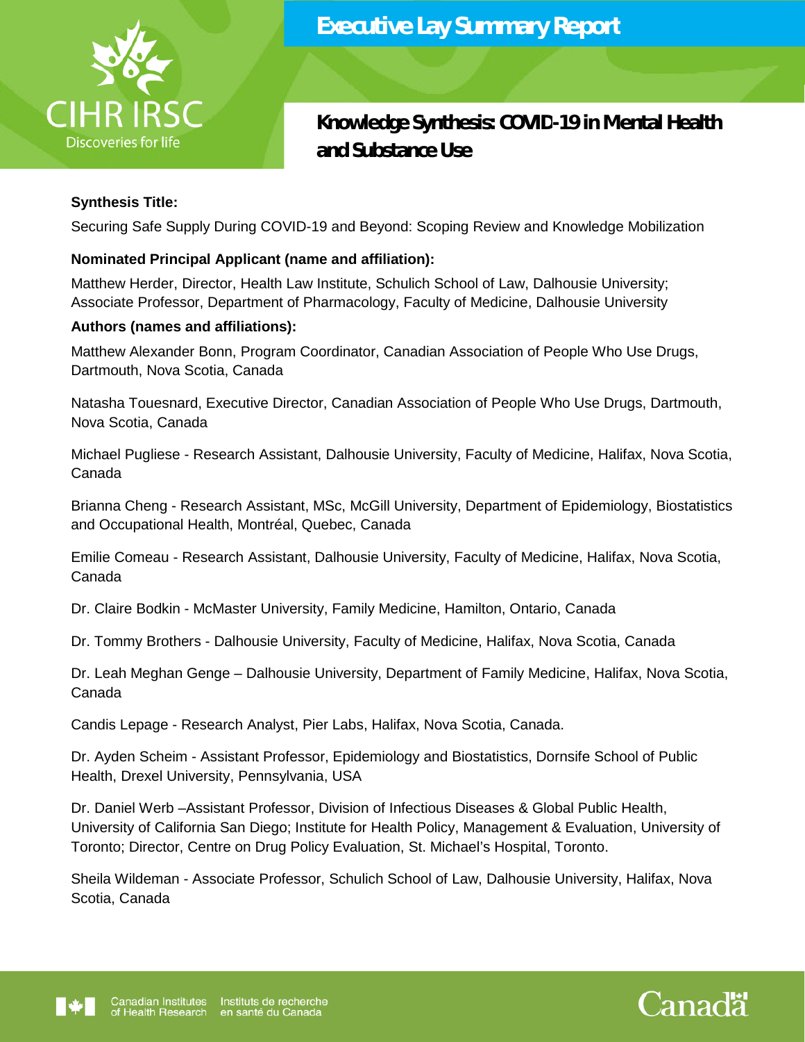# Executive Lay Summary Report

## Knowledge Synthesis: COVID-19 in Mental Health and Substance Use

**Synthesis Title:**

Securing Safe Supply During COVID-19 and Beyond: Scoping Review and Knowledge Mobilization

**Nominated Principal Applicant (name and affiliation):**

Matthew Herder, Director, Health Law Institute, Schulich School of Law, Dalhousie University; Associate Professor, Department of Pharmacology, Faculty of Medicine, Dalhousie University

**Authors (names and affiliations):**

Matthew Alexander Bonn, Program Coordinator, Canadian Association of People Who Use Drugs, Dartmouth, Nova Scotia, Canada

Natasha Touesnard, Executive Director, Canadian Association of People Who Use Drugs, Dartmouth, Nova Scotia, Canada

Michael Pugliese - Research Assistant, Dalhousie University, Faculty of Medicine, Halifax, Nova Scotia, Canada

Brianna Cheng - Research Assistant, MSc, McGill University, Department of Epidemiology, Biostatistics and Occupational Health, Montréal, Quebec, Canada

Emilie Comeau - Research Assistant, Dalhousie University, Faculty of Medicine, Halifax, Nova Scotia, Canada

Dr. Claire Bodkin - McMaster University, Family Medicine, Hamilton, Ontario, Canada

Dr. Tommy Brothers - Dalhousie University, Faculty of Medicine, Halifax, Nova Scotia, Canada

Dr. Leah Meghan Genge – Dalhousie University, Department of Family Medicine, Halifax, Nova Scotia, Canada

Candis Lepage - Research Analyst, Pier Labs, Halifax, Nova Scotia, Canada.

Dr. Ayden Scheim - Assistant Professor, Epidemiology and Biostatistics, Dornsife School of Public Health, Drexel University, Pennsylvania, USA

Dr. Daniel Werb –Assistant Professor, Division of Infectious Diseases & Global Public Health, University of California San Diego; Institute for Health Policy, Management & Evaluation, University of Toronto; Director, Centre on Drug Policy Evaluation, St. Michael's Hospital, Toronto.

Sheila Wildeman - Associate Professor, Schulich School of Law, Dalhousie University, Halifax, Nova Scotia, Canada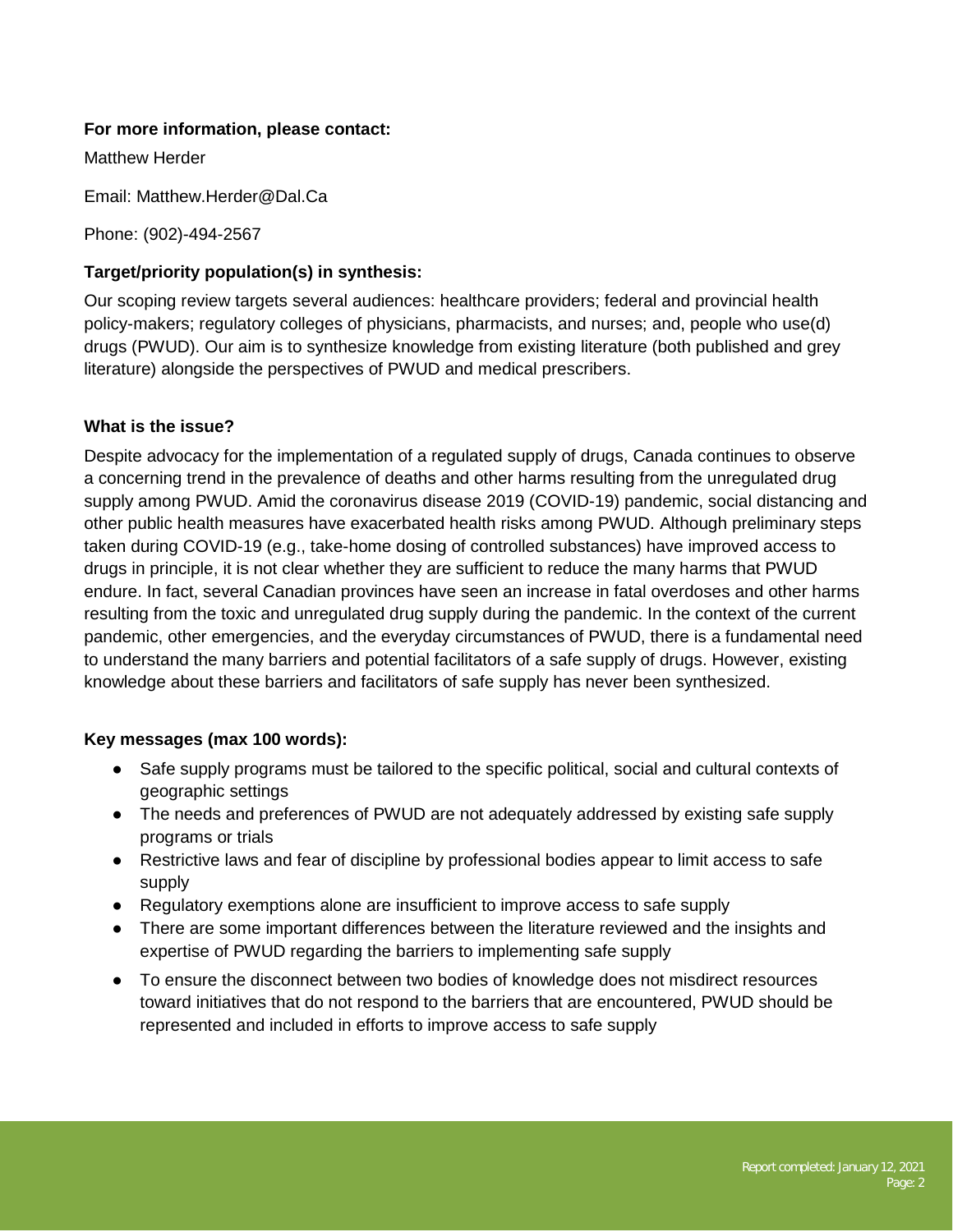**For more information, please contact:**

Matthew Herder

Email: Matthew.Herder@Dal.Ca

Phone: (902)-494-2567

**Target/priority population(s) in synthesis:**

Our scoping review targets several audiences: healthcare providers; federal and provincial health policy-makers; regulatory colleges of physicians, pharmacists, and nurses; and, people who use(d) drugs (PWUD). Our aim is to synthesize knowledge from existing literature (both published and grey literature) alongside the perspectives of PWUD and medical prescribers.

**What is the issue?**

Despite advocacy for the implementation of a regulated supply of drugs, Canada continues to observe a concerning trend in the prevalence of deaths and other harms resulting from the unregulated drug supply among PWUD. Amid the coronavirus disease 2019 (COVID-19) pandemic, social distancing and other public health measures have exacerbated health risks among PWUD. Although preliminary steps taken during COVID-19 (e.g., take-home dosing of controlled substances) have improved access to drugs in principle, it is not clear whether they are sufficient to reduce the many harms that PWUD endure. In fact, several Canadian provinces have seen an increase in fatal overdoses and other harms resulting from the toxic and unregulated drug supply during the pandemic. In the context of the current pandemic, other emergencies, and the everyday circumstances of PWUD, there is a fundamental need to understand the many barriers and potential facilitators of a safe supply of drugs. However, existing knowledge about these barriers and facilitators of safe supply has never been synthesized.

**Key messages (max 100 words):**

- Safe supply programs must be tailored to the specific political, social and cultural contexts of geographic settings
- The needs and preferences of PWUD are not adequately addressed by existing safe supply programs or trials
- Restrictive laws and fear of discipline by professional bodies appear to limit access to safe supply
- Regulatory exemptions alone are insufficient to improve access to safe supply
- There are some important differences between the literature reviewed and the insights and expertise of PWUD regarding the barriers to implementing safe supply
- To ensure the disconnect between two bodies of knowledge does not misdirect resources toward initiatives that do not respond to the barriers that are encountered, PWUD should be represented and included in efforts to improve access to safe supply

Report completed: January 12, 2021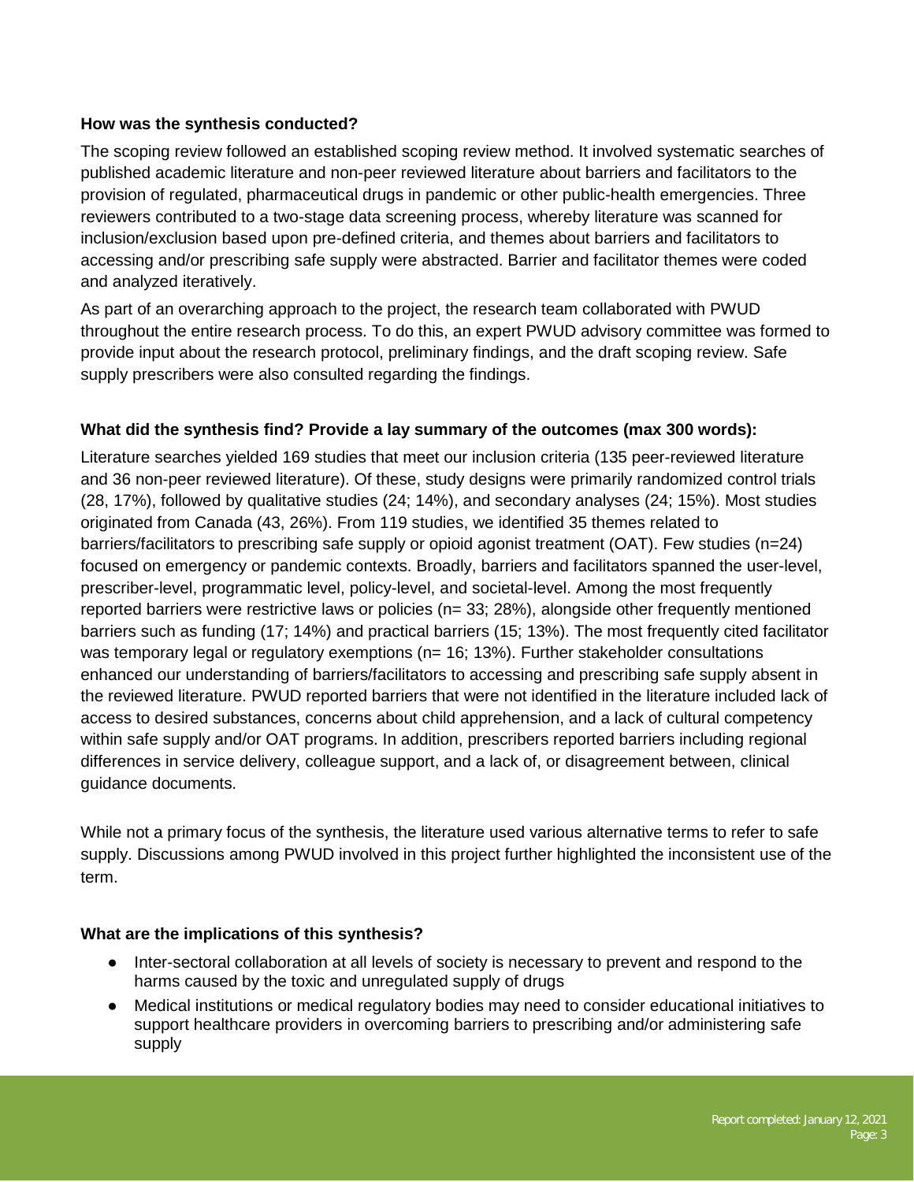**How was the synthesis conducted?**

The scoping review followed an established scoping review method. It involved systematic searches of published academic literature and non-peer reviewed literature about barriers and facilitators to the provision of regulated, pharmaceutical drugs in pandemic or other public-health emergencies. Three reviewers contributed to a two-stage data screening process, whereby literature was scanned for inclusion/exclusion based upon pre-defined criteria, and themes about barriers and facilitators to accessing and/or prescribing safe supply were abstracted. Barrier and facilitator themes were coded and analyzed iteratively.

As part of an overarching approach to the project, the research team collaborated with PWUD throughout the entire research process. To do this, an expert PWUD advisory committee was formed to provide input about the research protocol, preliminary findings, and the draft scoping review. Safe supply prescribers were also consulted regarding the findings.

**What did the synthesis find? Provide a lay summary of the outcomes (max 300 words):**

Literature searches yielded 169 studies that meet our inclusion criteria (135 peer-reviewed literature and 36 non-peer reviewed literature). Of these, study designs were primarily randomized control trials (28, 17%), followed by qualitative studies (24; 14%), and secondary analyses (24; 15%). Most studies originated from Canada (43, 26%). From 119 studies, we identified 35 themes related to barriers/facilitators to prescribing safe supply or opioid agonist treatment (OAT). Few studies (n=24) focused on emergency or pandemic contexts. Broadly, barriers and facilitators spanned the user-level, prescriber-level, programmatic level, policy-level, and societal-level. Among the most frequently reported barriers were restrictive laws or policies (n= 33; 28%), alongside other frequently mentioned barriers such as funding (17; 14%) and practical barriers (15; 13%). The most frequently cited facilitator was temporary legal or regulatory exemptions (n= 16; 13%). Further stakeholder consultations enhanced our understanding of barriers/facilitators to accessing and prescribing safe supply absent in the reviewed literature. PWUD reported barriers that were not identified in the literature included lack of access to desired substances, concerns about child apprehension, and a lack of cultural competency within safe supply and/or OAT programs. In addition, prescribers reported barriers including regional differences in service delivery, colleague support, and a lack of, or disagreement between, clinical guidance documents.

While not a primary focus of the synthesis, the literature used various alternative terms to refer to safe supply. Discussions among PWUD involved in this project further highlighted the inconsistent use of the term.

**What are the implications of this synthesis?**

- Inter-sectoral collaboration at all levels of society is necessary to prevent and respond to the harms caused by the toxic and unregulated supply of drugs
- Medical institutions or medical regulatory bodies may need to consider educational initiatives to support healthcare providers in overcoming barriers to prescribing and/or administering safe supply

Report completed: January 12, 2021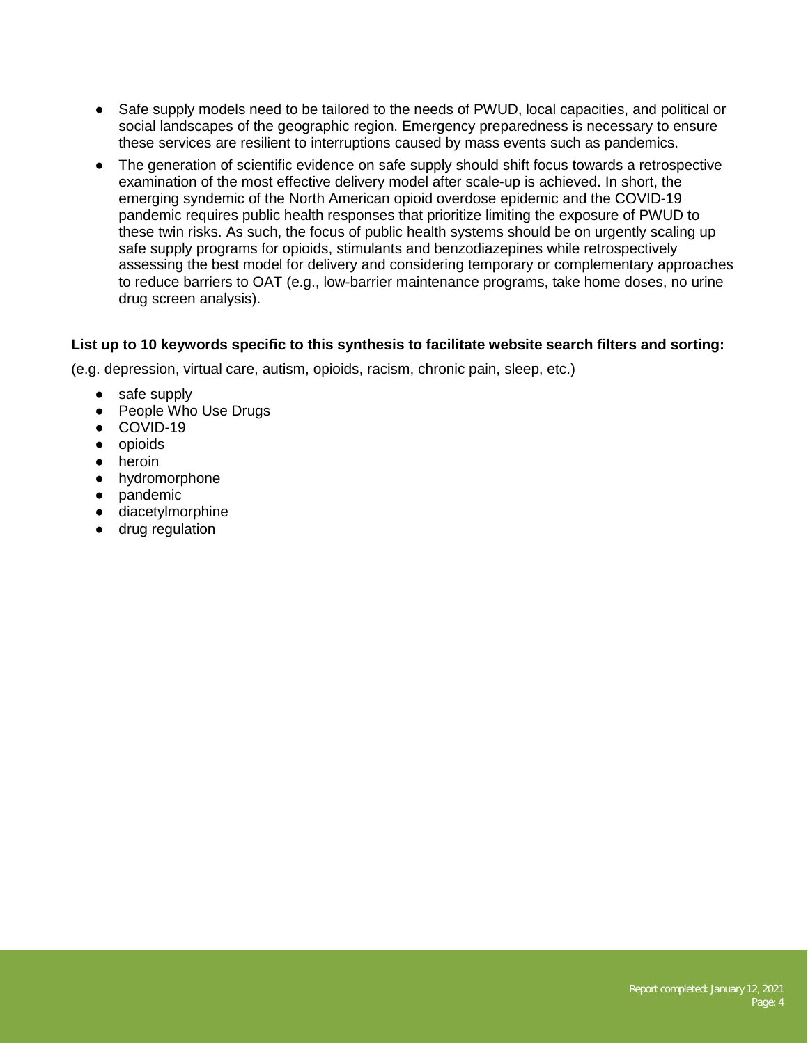- Safe supply models need to be tailored to the needs of PWUD, local capacities, and political or social landscapes of the geographic region. Emergency preparedness is necessary to ensure these services are resilient to interruptions caused by mass events such as pandemics.
- The generation of scientific evidence on safe supply should shift focus towards a retrospective examination of the most effective delivery model after scale-up is achieved. In short, the emerging syndemic of the North American opioid overdose epidemic and the COVID-19 pandemic requires public health responses that prioritize limiting the exposure of PWUD to these twin risks. As such, the focus of public health systems should be on urgently scaling up safe supply programs for opioids, stimulants and benzodiazepines while retrospectively assessing the best model for delivery and considering temporary or complementary approaches to reduce barriers to OAT (e.g., low-barrier maintenance programs, take home doses, no urine drug screen analysis).

**List up to 10 keywords specific to this synthesis to facilitate website search filters and sorting:**

(e.g. depression, virtual care, autism, opioids, racism, chronic pain, sleep, etc.)

- safe supply
- People Who Use Drugs
- COVID-19
- opioids
- heroin
- hydromorphone
- pandemic
- diacetylmorphine
- drug regulation

Report completed: January 12, 2021